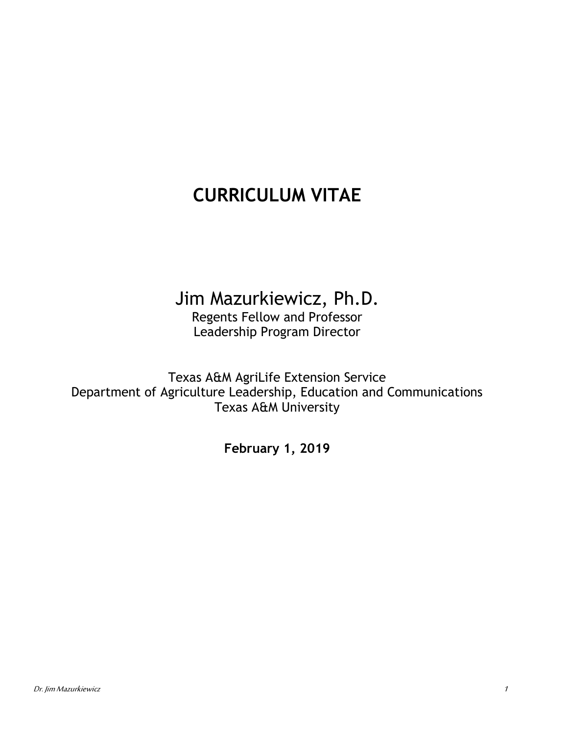# CURRICULUM VITAE

## Jim Mazurkiewicz, Ph.D.

Regents Fellow and Professor
Leadership Program Director

Texas A&M AgriLife Extension Service
Department of Agriculture Leadership, Education and Communications
Texas A&M University

**February 1, 2019**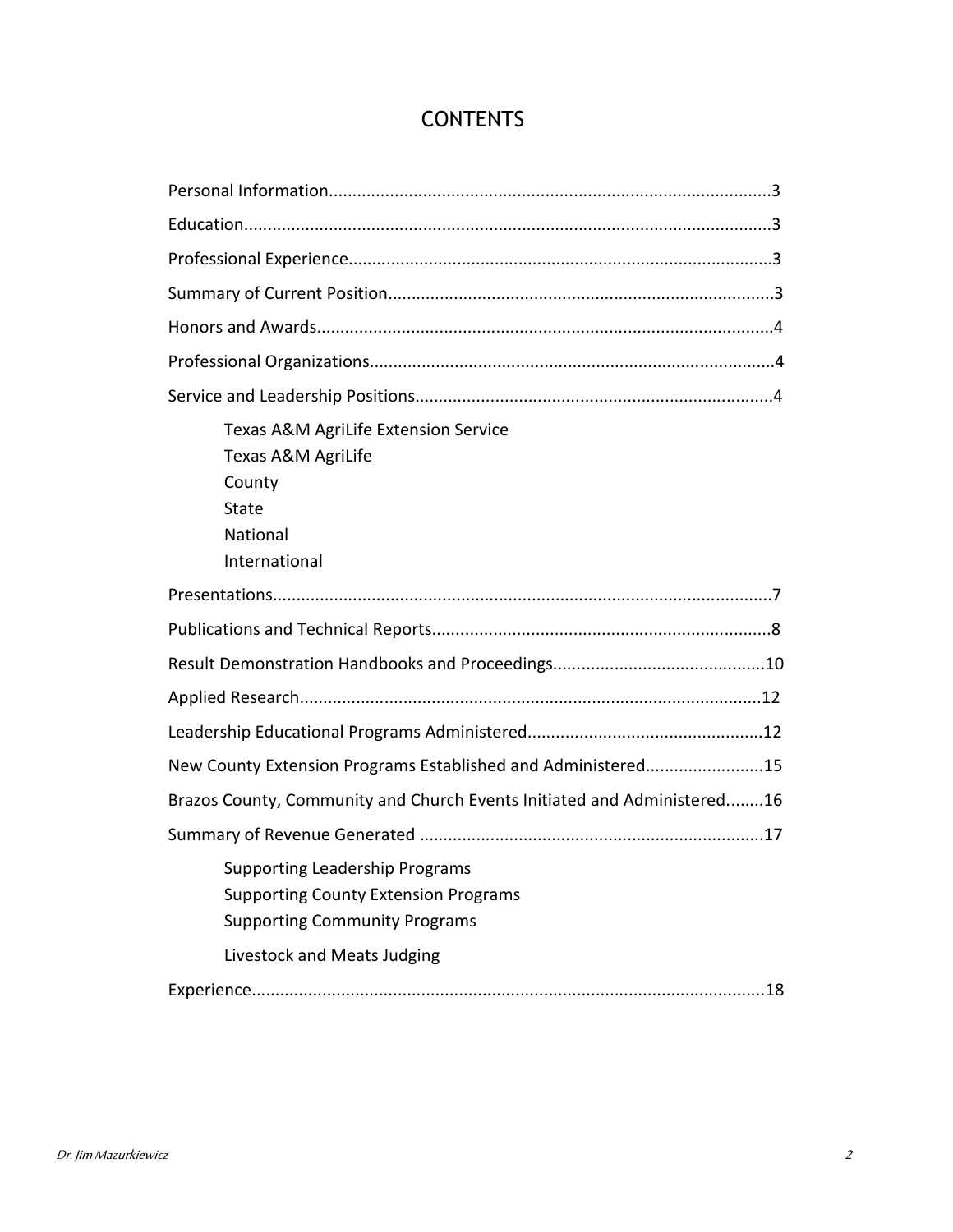# CONTENTS

Personal Information.............................................................................................3

Education...............................................................................................................3

Professional Experience.........................................................................................3

Summary of Current Position.................................................................................3

Honors and Awards................................................................................................4

Professional Organizations.....................................................................................4

Service and Leadership Positions...........................................................................4

- Texas A&M AgriLife Extension Service
- Texas A&M AgriLife
- County
- State
- National
- International

Presentations.........................................................................................................7

Publications and Technical Reports.......................................................................8

Result Demonstration Handbooks and Proceedings............................................10

Applied Research.................................................................................................12

Leadership Educational Programs Administered.................................................12

New County Extension Programs Established and Administered.........................15

Brazos County, Community and Church Events Initiated and Administered........16

Summary of Revenue Generated .........................................................................17

- Supporting Leadership Programs
- Supporting County Extension Programs
- Supporting Community Programs
- Livestock and Meats Judging

Experience...........................................................................................................18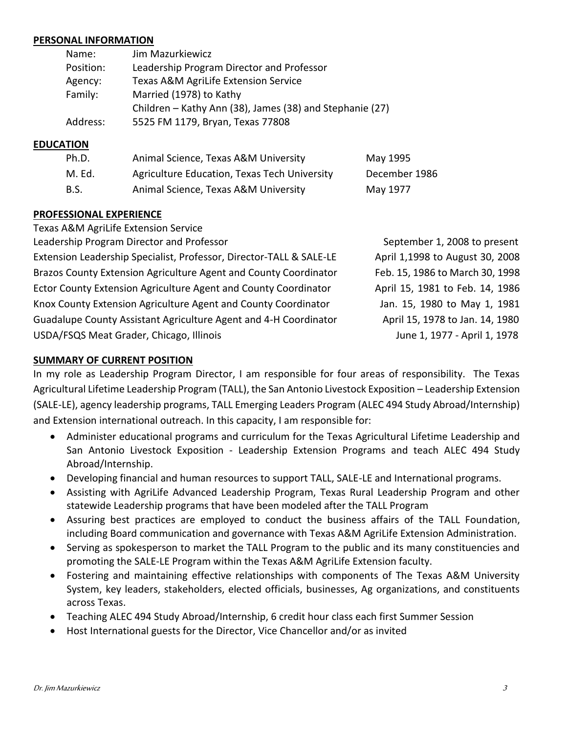## PERSONAL INFORMATION

| | |
|---|---|
| Name: | Jim Mazurkiewicz |
| Position: | Leadership Program Director and Professor |
| Agency: | Texas A&M AgriLife Extension Service |
| Family: | Married (1978) to Kathy |
| | Children – Kathy Ann (38), James (38) and Stephanie (27) |
| Address: | 5525 FM 1179, Bryan, Texas 77808 |

## EDUCATION

| | | |
|---|---|---|
| Ph.D. | Animal Science, Texas A&M University | May 1995 |
| M. Ed. | Agriculture Education, Texas Tech University | December 1986 |
| B.S. | Animal Science, Texas A&M University | May 1977 |

## PROFESSIONAL EXPERIENCE

Texas A&M AgriLife Extension Service

| | |
|---|---|
| Leadership Program Director and Professor | September 1, 2008 to present |
| Extension Leadership Specialist, Professor, Director-TALL & SALE-LE | April 1,1998 to August 30, 2008 |
| Brazos County Extension Agriculture Agent and County Coordinator | Feb. 15, 1986 to March 30, 1998 |
| Ector County Extension Agriculture Agent and County Coordinator | April 15, 1981 to Feb. 14, 1986 |
| Knox County Extension Agriculture Agent and County Coordinator | Jan. 15, 1980 to May 1, 1981 |
| Guadalupe County Assistant Agriculture Agent and 4-H Coordinator | April 15, 1978 to Jan. 14, 1980 |
| USDA/FSQS Meat Grader, Chicago, Illinois | June 1, 1977 - April 1, 1978 |

## SUMMARY OF CURRENT POSITION

In my role as Leadership Program Director, I am responsible for four areas of responsibility. The Texas Agricultural Lifetime Leadership Program (TALL), the San Antonio Livestock Exposition – Leadership Extension (SALE-LE), agency leadership programs, TALL Emerging Leaders Program (ALEC 494 Study Abroad/Internship) and Extension international outreach. In this capacity, I am responsible for:

- Administer educational programs and curriculum for the Texas Agricultural Lifetime Leadership and San Antonio Livestock Exposition - Leadership Extension Programs and teach ALEC 494 Study Abroad/Internship.
- Developing financial and human resources to support TALL, SALE-LE and International programs.
- Assisting with AgriLife Advanced Leadership Program, Texas Rural Leadership Program and other statewide Leadership programs that have been modeled after the TALL Program
- Assuring best practices are employed to conduct the business affairs of the TALL Foundation, including Board communication and governance with Texas A&M AgriLife Extension Administration.
- Serving as spokesperson to market the TALL Program to the public and its many constituencies and promoting the SALE-LE Program within the Texas A&M AgriLife Extension faculty.
- Fostering and maintaining effective relationships with components of The Texas A&M University System, key leaders, stakeholders, elected officials, businesses, Ag organizations, and constituents across Texas.
- Teaching ALEC 494 Study Abroad/Internship, 6 credit hour class each first Summer Session
- Host International guests for the Director, Vice Chancellor and/or as invited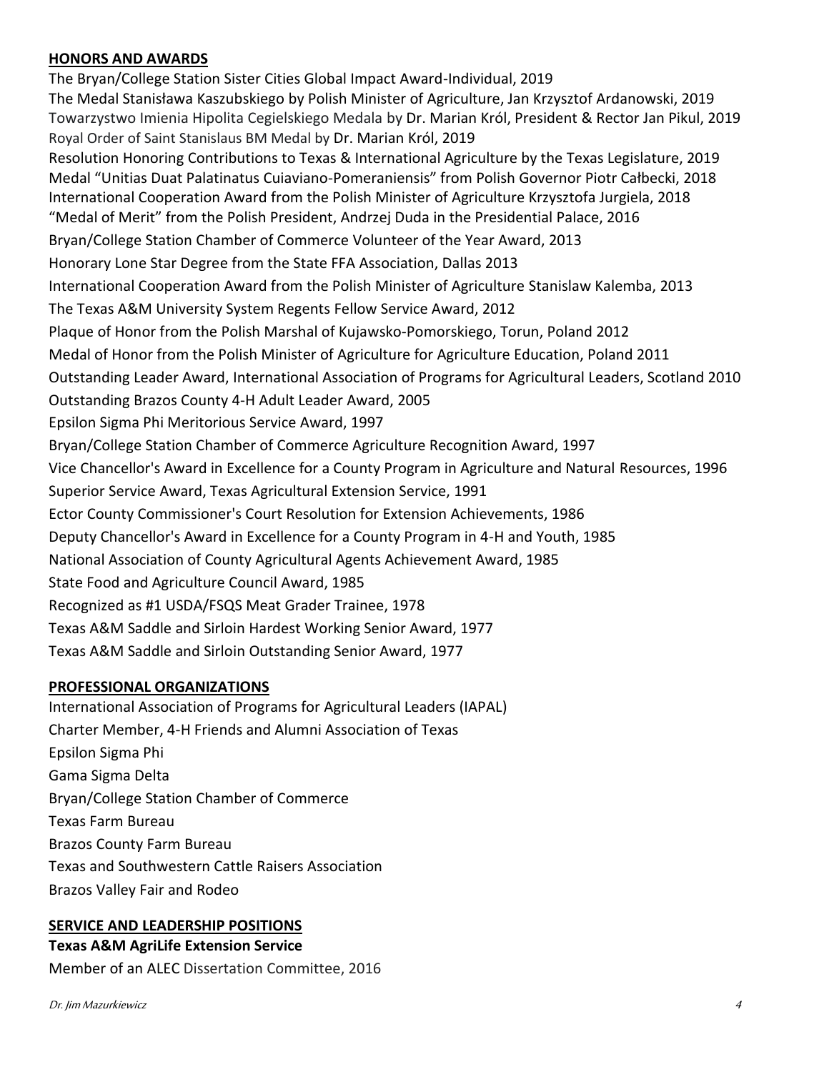## HONORS AND AWARDS

The Bryan/College Station Sister Cities Global Impact Award-Individual, 2019
The Medal Stanisława Kaszubskiego by Polish Minister of Agriculture, Jan Krzysztof Ardanowski, 2019
Towarzystwo Imienia Hipolita Cegielskiego Medala by Dr. Marian Król, President & Rector Jan Pikul, 2019
Royal Order of Saint Stanislaus BM Medal by Dr. Marian Król, 2019
Resolution Honoring Contributions to Texas & International Agriculture by the Texas Legislature, 2019
Medal "Unitias Duat Palatinatus Cuiaviano-Pomeraniensis" from Polish Governor Piotr Całbecki, 2018
International Cooperation Award from the Polish Minister of Agriculture Krzysztofa Jurgiela, 2018
"Medal of Merit" from the Polish President, Andrzej Duda in the Presidential Palace, 2016
Bryan/College Station Chamber of Commerce Volunteer of the Year Award, 2013
Honorary Lone Star Degree from the State FFA Association, Dallas 2013
International Cooperation Award from the Polish Minister of Agriculture Stanislaw Kalemba, 2013
The Texas A&M University System Regents Fellow Service Award, 2012
Plaque of Honor from the Polish Marshal of Kujawsko-Pomorskiego, Torun, Poland 2012
Medal of Honor from the Polish Minister of Agriculture for Agriculture Education, Poland 2011
Outstanding Leader Award, International Association of Programs for Agricultural Leaders, Scotland 2010
Outstanding Brazos County 4-H Adult Leader Award, 2005
Epsilon Sigma Phi Meritorious Service Award, 1997
Bryan/College Station Chamber of Commerce Agriculture Recognition Award, 1997
Vice Chancellor's Award in Excellence for a County Program in Agriculture and Natural Resources, 1996
Superior Service Award, Texas Agricultural Extension Service, 1991
Ector County Commissioner's Court Resolution for Extension Achievements, 1986
Deputy Chancellor's Award in Excellence for a County Program in 4-H and Youth, 1985
National Association of County Agricultural Agents Achievement Award, 1985
State Food and Agriculture Council Award, 1985
Recognized as #1 USDA/FSQS Meat Grader Trainee, 1978
Texas A&M Saddle and Sirloin Hardest Working Senior Award, 1977
Texas A&M Saddle and Sirloin Outstanding Senior Award, 1977

## PROFESSIONAL ORGANIZATIONS

International Association of Programs for Agricultural Leaders (IAPAL)
Charter Member, 4-H Friends and Alumni Association of Texas
Epsilon Sigma Phi
Gama Sigma Delta
Bryan/College Station Chamber of Commerce
Texas Farm Bureau
Brazos County Farm Bureau
Texas and Southwestern Cattle Raisers Association
Brazos Valley Fair and Rodeo

## SERVICE AND LEADERSHIP POSITIONS

**Texas A&M AgriLife Extension Service**

Member of an ALEC Dissertation Committee, 2016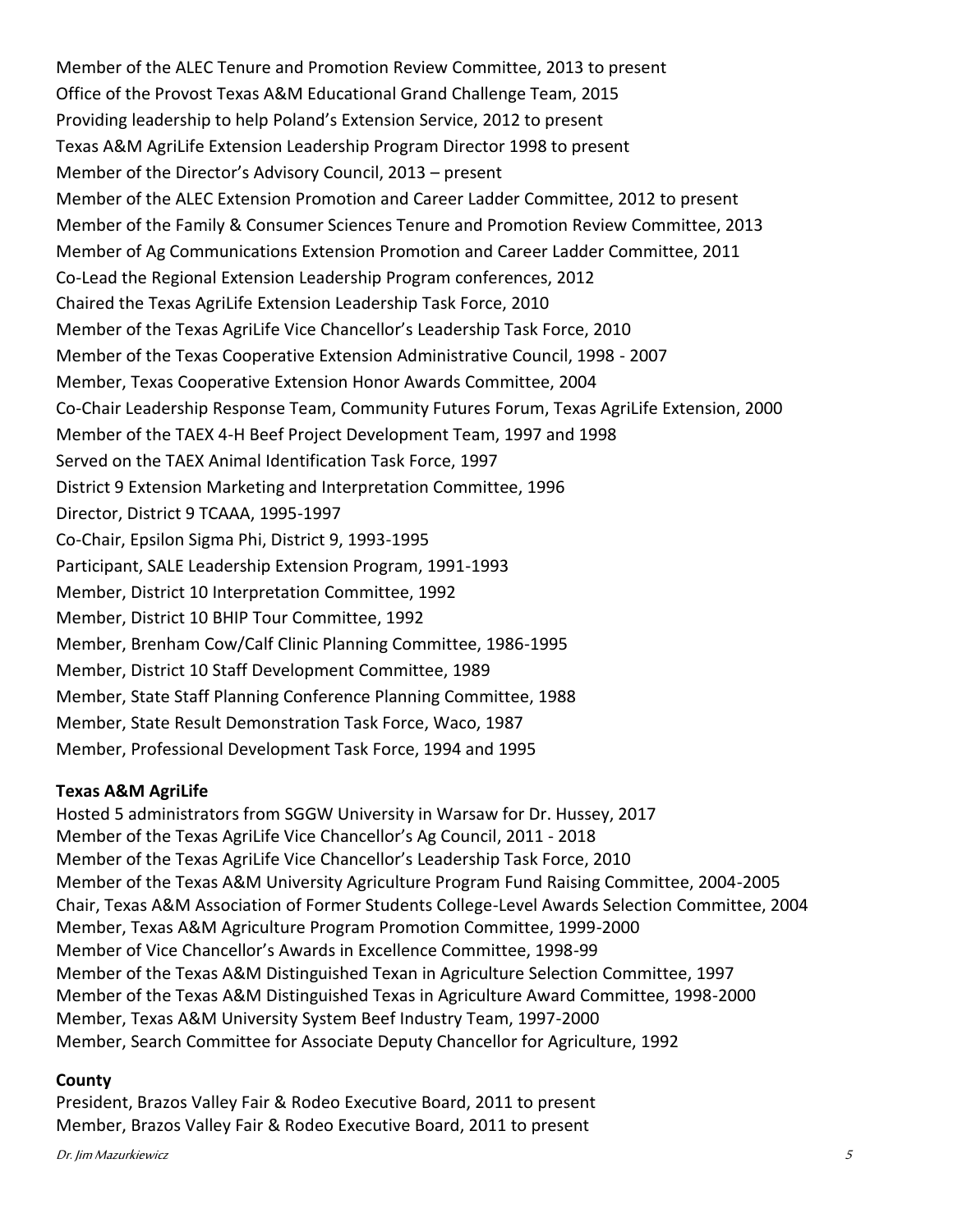Member of the ALEC Tenure and Promotion Review Committee, 2013 to present
Office of the Provost Texas A&M Educational Grand Challenge Team, 2015
Providing leadership to help Poland's Extension Service, 2012 to present
Texas A&M AgriLife Extension Leadership Program Director 1998 to present
Member of the Director's Advisory Council, 2013 – present
Member of the ALEC Extension Promotion and Career Ladder Committee, 2012 to present
Member of the Family & Consumer Sciences Tenure and Promotion Review Committee, 2013
Member of Ag Communications Extension Promotion and Career Ladder Committee, 2011
Co-Lead the Regional Extension Leadership Program conferences, 2012
Chaired the Texas AgriLife Extension Leadership Task Force, 2010
Member of the Texas AgriLife Vice Chancellor's Leadership Task Force, 2010
Member of the Texas Cooperative Extension Administrative Council, 1998 - 2007
Member, Texas Cooperative Extension Honor Awards Committee, 2004
Co-Chair Leadership Response Team, Community Futures Forum, Texas AgriLife Extension, 2000
Member of the TAEX 4-H Beef Project Development Team, 1997 and 1998
Served on the TAEX Animal Identification Task Force, 1997
District 9 Extension Marketing and Interpretation Committee, 1996
Director, District 9 TCAAA, 1995-1997
Co-Chair, Epsilon Sigma Phi, District 9, 1993-1995
Participant, SALE Leadership Extension Program, 1991-1993
Member, District 10 Interpretation Committee, 1992
Member, District 10 BHIP Tour Committee, 1992
Member, Brenham Cow/Calf Clinic Planning Committee, 1986-1995
Member, District 10 Staff Development Committee, 1989
Member, State Staff Planning Conference Planning Committee, 1988
Member, State Result Demonstration Task Force, Waco, 1987
Member, Professional Development Task Force, 1994 and 1995

**Texas A&M AgriLife**

Hosted 5 administrators from SGGW University in Warsaw for Dr. Hussey, 2017
Member of the Texas AgriLife Vice Chancellor's Ag Council, 2011 - 2018
Member of the Texas AgriLife Vice Chancellor's Leadership Task Force, 2010
Member of the Texas A&M University Agriculture Program Fund Raising Committee, 2004-2005
Chair, Texas A&M Association of Former Students College-Level Awards Selection Committee, 2004
Member, Texas A&M Agriculture Program Promotion Committee, 1999-2000
Member of Vice Chancellor's Awards in Excellence Committee, 1998-99
Member of the Texas A&M Distinguished Texan in Agriculture Selection Committee, 1997
Member of the Texas A&M Distinguished Texas in Agriculture Award Committee, 1998-2000
Member, Texas A&M University System Beef Industry Team, 1997-2000
Member, Search Committee for Associate Deputy Chancellor for Agriculture, 1992

**County**

President, Brazos Valley Fair & Rodeo Executive Board, 2011 to present
Member, Brazos Valley Fair & Rodeo Executive Board, 2011 to present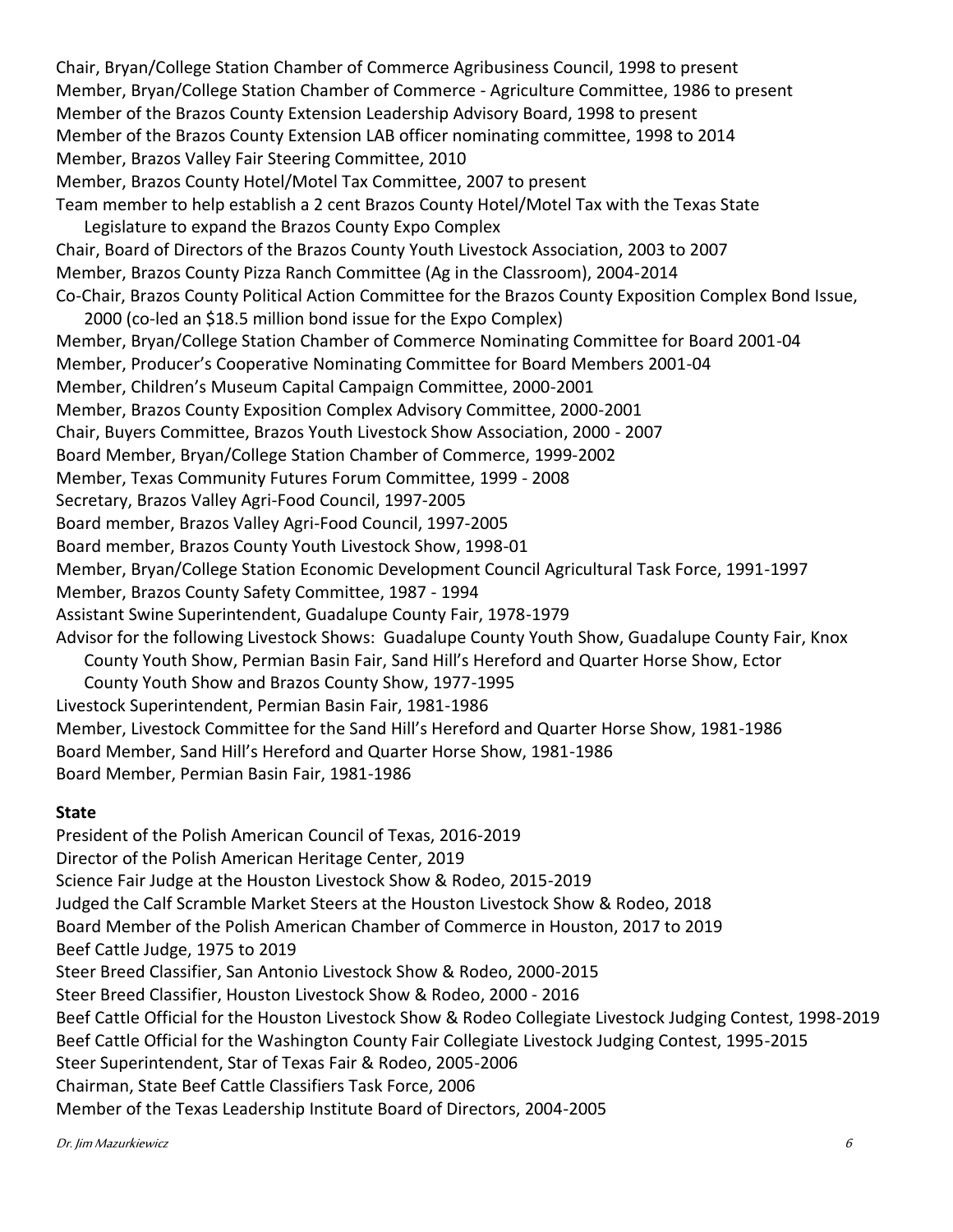Chair, Bryan/College Station Chamber of Commerce Agribusiness Council, 1998 to present
Member, Bryan/College Station Chamber of Commerce - Agriculture Committee, 1986 to present
Member of the Brazos County Extension Leadership Advisory Board, 1998 to present
Member of the Brazos County Extension LAB officer nominating committee, 1998 to 2014
Member, Brazos Valley Fair Steering Committee, 2010
Member, Brazos County Hotel/Motel Tax Committee, 2007 to present
Team member to help establish a 2 cent Brazos County Hotel/Motel Tax with the Texas State Legislature to expand the Brazos County Expo Complex
Chair, Board of Directors of the Brazos County Youth Livestock Association, 2003 to 2007
Member, Brazos County Pizza Ranch Committee (Ag in the Classroom), 2004-2014
Co-Chair, Brazos County Political Action Committee for the Brazos County Exposition Complex Bond Issue, 2000 (co-led an $18.5 million bond issue for the Expo Complex)
Member, Bryan/College Station Chamber of Commerce Nominating Committee for Board 2001-04
Member, Producer's Cooperative Nominating Committee for Board Members 2001-04
Member, Children's Museum Capital Campaign Committee, 2000-2001
Member, Brazos County Exposition Complex Advisory Committee, 2000-2001
Chair, Buyers Committee, Brazos Youth Livestock Show Association, 2000 - 2007
Board Member, Bryan/College Station Chamber of Commerce, 1999-2002
Member, Texas Community Futures Forum Committee, 1999 - 2008
Secretary, Brazos Valley Agri-Food Council, 1997-2005
Board member, Brazos Valley Agri-Food Council, 1997-2005
Board member, Brazos County Youth Livestock Show, 1998-01
Member, Bryan/College Station Economic Development Council Agricultural Task Force, 1991-1997
Member, Brazos County Safety Committee, 1987 - 1994
Assistant Swine Superintendent, Guadalupe County Fair, 1978-1979
Advisor for the following Livestock Shows: Guadalupe County Youth Show, Guadalupe County Fair, Knox County Youth Show, Permian Basin Fair, Sand Hill's Hereford and Quarter Horse Show, Ector County Youth Show and Brazos County Show, 1977-1995
Livestock Superintendent, Permian Basin Fair, 1981-1986
Member, Livestock Committee for the Sand Hill's Hereford and Quarter Horse Show, 1981-1986
Board Member, Sand Hill's Hereford and Quarter Horse Show, 1981-1986
Board Member, Permian Basin Fair, 1981-1986

**State**

President of the Polish American Council of Texas, 2016-2019
Director of the Polish American Heritage Center, 2019
Science Fair Judge at the Houston Livestock Show & Rodeo, 2015-2019
Judged the Calf Scramble Market Steers at the Houston Livestock Show & Rodeo, 2018
Board Member of the Polish American Chamber of Commerce in Houston, 2017 to 2019
Beef Cattle Judge, 1975 to 2019
Steer Breed Classifier, San Antonio Livestock Show & Rodeo, 2000-2015
Steer Breed Classifier, Houston Livestock Show & Rodeo, 2000 - 2016
Beef Cattle Official for the Houston Livestock Show & Rodeo Collegiate Livestock Judging Contest, 1998-2019
Beef Cattle Official for the Washington County Fair Collegiate Livestock Judging Contest, 1995-2015
Steer Superintendent, Star of Texas Fair & Rodeo, 2005-2006
Chairman, State Beef Cattle Classifiers Task Force, 2006
Member of the Texas Leadership Institute Board of Directors, 2004-2005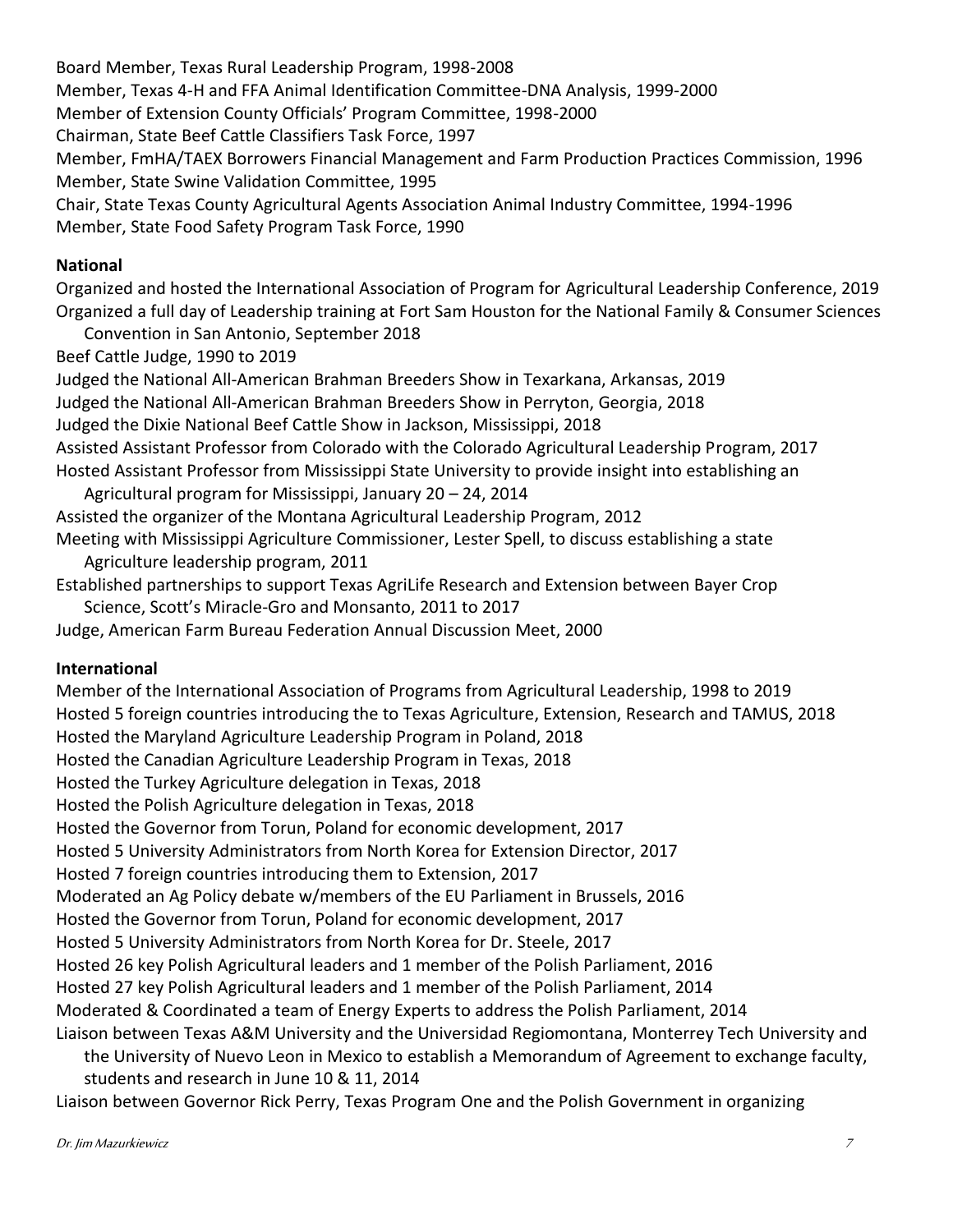Board Member, Texas Rural Leadership Program, 1998-2008
Member, Texas 4-H and FFA Animal Identification Committee-DNA Analysis, 1999-2000
Member of Extension County Officials' Program Committee, 1998-2000
Chairman, State Beef Cattle Classifiers Task Force, 1997
Member, FmHA/TAEX Borrowers Financial Management and Farm Production Practices Commission, 1996
Member, State Swine Validation Committee, 1995
Chair, State Texas County Agricultural Agents Association Animal Industry Committee, 1994-1996
Member, State Food Safety Program Task Force, 1990

**National**

Organized and hosted the International Association of Program for Agricultural Leadership Conference, 2019
Organized a full day of Leadership training at Fort Sam Houston for the National Family & Consumer Sciences Convention in San Antonio, September 2018
Beef Cattle Judge, 1990 to 2019
Judged the National All-American Brahman Breeders Show in Texarkana, Arkansas, 2019
Judged the National All-American Brahman Breeders Show in Perryton, Georgia, 2018
Judged the Dixie National Beef Cattle Show in Jackson, Mississippi, 2018
Assisted Assistant Professor from Colorado with the Colorado Agricultural Leadership Program, 2017
Hosted Assistant Professor from Mississippi State University to provide insight into establishing an Agricultural program for Mississippi, January 20 – 24, 2014
Assisted the organizer of the Montana Agricultural Leadership Program, 2012
Meeting with Mississippi Agriculture Commissioner, Lester Spell, to discuss establishing a state Agriculture leadership program, 2011
Established partnerships to support Texas AgriLife Research and Extension between Bayer Crop Science, Scott's Miracle-Gro and Monsanto, 2011 to 2017
Judge, American Farm Bureau Federation Annual Discussion Meet, 2000

**International**

Member of the International Association of Programs from Agricultural Leadership, 1998 to 2019
Hosted 5 foreign countries introducing the to Texas Agriculture, Extension, Research and TAMUS, 2018
Hosted the Maryland Agriculture Leadership Program in Poland, 2018
Hosted the Canadian Agriculture Leadership Program in Texas, 2018
Hosted the Turkey Agriculture delegation in Texas, 2018
Hosted the Polish Agriculture delegation in Texas, 2018
Hosted the Governor from Torun, Poland for economic development, 2017
Hosted 5 University Administrators from North Korea for Extension Director, 2017
Hosted 7 foreign countries introducing them to Extension, 2017
Moderated an Ag Policy debate w/members of the EU Parliament in Brussels, 2016
Hosted the Governor from Torun, Poland for economic development, 2017
Hosted 5 University Administrators from North Korea for Dr. Steele, 2017
Hosted 26 key Polish Agricultural leaders and 1 member of the Polish Parliament, 2016
Hosted 27 key Polish Agricultural leaders and 1 member of the Polish Parliament, 2014
Moderated & Coordinated a team of Energy Experts to address the Polish Parliament, 2014
Liaison between Texas A&M University and the Universidad Regiomontana, Monterrey Tech University and the University of Nuevo Leon in Mexico to establish a Memorandum of Agreement to exchange faculty, students and research in June 10 & 11, 2014
Liaison between Governor Rick Perry, Texas Program One and the Polish Government in organizing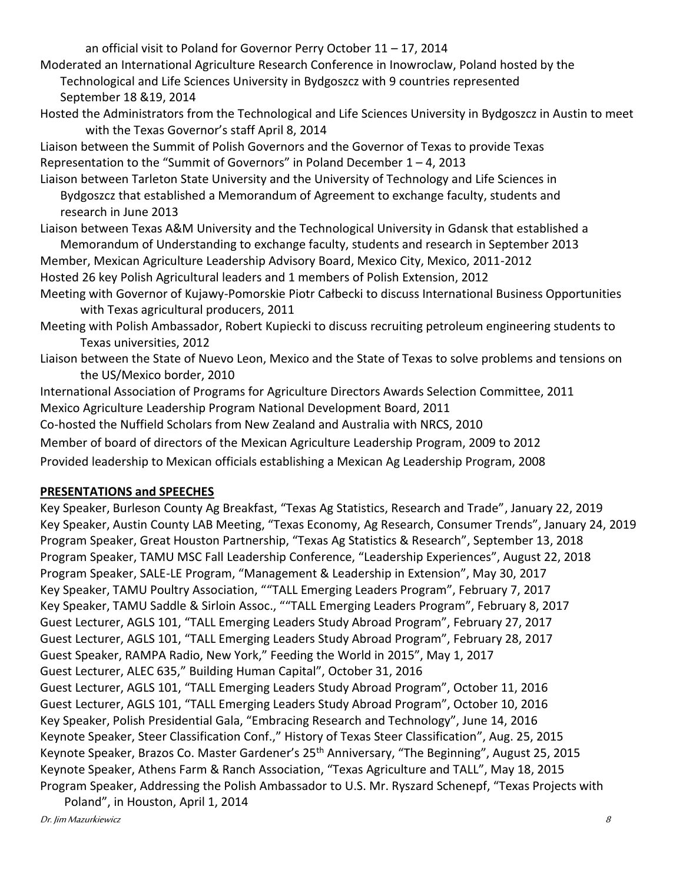an official visit to Poland for Governor Perry October 11 – 17, 2014

Moderated an International Agriculture Research Conference in Inowroclaw, Poland hosted by the Technological and Life Sciences University in Bydgoszcz with 9 countries represented September 18 &19, 2014

Hosted the Administrators from the Technological and Life Sciences University in Bydgoszcz in Austin to meet with the Texas Governor's staff April 8, 2014

Liaison between the Summit of Polish Governors and the Governor of Texas to provide Texas Representation to the "Summit of Governors" in Poland December 1 – 4, 2013

Liaison between Tarleton State University and the University of Technology and Life Sciences in Bydgoszcz that established a Memorandum of Agreement to exchange faculty, students and research in June 2013

Liaison between Texas A&M University and the Technological University in Gdansk that established a Memorandum of Understanding to exchange faculty, students and research in September 2013

Member, Mexican Agriculture Leadership Advisory Board, Mexico City, Mexico, 2011-2012

Hosted 26 key Polish Agricultural leaders and 1 members of Polish Extension, 2012

Meeting with Governor of Kujawy-Pomorskie Piotr Całbecki to discuss International Business Opportunities with Texas agricultural producers, 2011

Meeting with Polish Ambassador, Robert Kupiecki to discuss recruiting petroleum engineering students to Texas universities, 2012

Liaison between the State of Nuevo Leon, Mexico and the State of Texas to solve problems and tensions on the US/Mexico border, 2010

International Association of Programs for Agriculture Directors Awards Selection Committee, 2011

Mexico Agriculture Leadership Program National Development Board, 2011

Co-hosted the Nuffield Scholars from New Zealand and Australia with NRCS, 2010

Member of board of directors of the Mexican Agriculture Leadership Program, 2009 to 2012

Provided leadership to Mexican officials establishing a Mexican Ag Leadership Program, 2008

## PRESENTATIONS and SPEECHES

Key Speaker, Burleson County Ag Breakfast, "Texas Ag Statistics, Research and Trade", January 22, 2019

Key Speaker, Austin County LAB Meeting, "Texas Economy, Ag Research, Consumer Trends", January 24, 2019

Program Speaker, Great Houston Partnership, "Texas Ag Statistics & Research", September 13, 2018

Program Speaker, TAMU MSC Fall Leadership Conference, "Leadership Experiences", August 22, 2018

Program Speaker, SALE-LE Program, "Management & Leadership in Extension", May 30, 2017

Key Speaker, TAMU Poultry Association, ""TALL Emerging Leaders Program", February 7, 2017

Key Speaker, TAMU Saddle & Sirloin Assoc., ""TALL Emerging Leaders Program", February 8, 2017

Guest Lecturer, AGLS 101, "TALL Emerging Leaders Study Abroad Program", February 27, 2017

Guest Lecturer, AGLS 101, "TALL Emerging Leaders Study Abroad Program", February 28, 2017

Guest Speaker, RAMPA Radio, New York," Feeding the World in 2015", May 1, 2017

Guest Lecturer, ALEC 635," Building Human Capital", October 31, 2016

Guest Lecturer, AGLS 101, "TALL Emerging Leaders Study Abroad Program", October 11, 2016

Guest Lecturer, AGLS 101, "TALL Emerging Leaders Study Abroad Program", October 10, 2016

Key Speaker, Polish Presidential Gala, "Embracing Research and Technology", June 14, 2016

Keynote Speaker, Steer Classification Conf.," History of Texas Steer Classification", Aug. 25, 2015

Keynote Speaker, Brazos Co. Master Gardener's 25th Anniversary, "The Beginning", August 25, 2015

Keynote Speaker, Athens Farm & Ranch Association, "Texas Agriculture and TALL", May 18, 2015

Program Speaker, Addressing the Polish Ambassador to U.S. Mr. Ryszard Schenepf, "Texas Projects with Poland", in Houston, April 1, 2014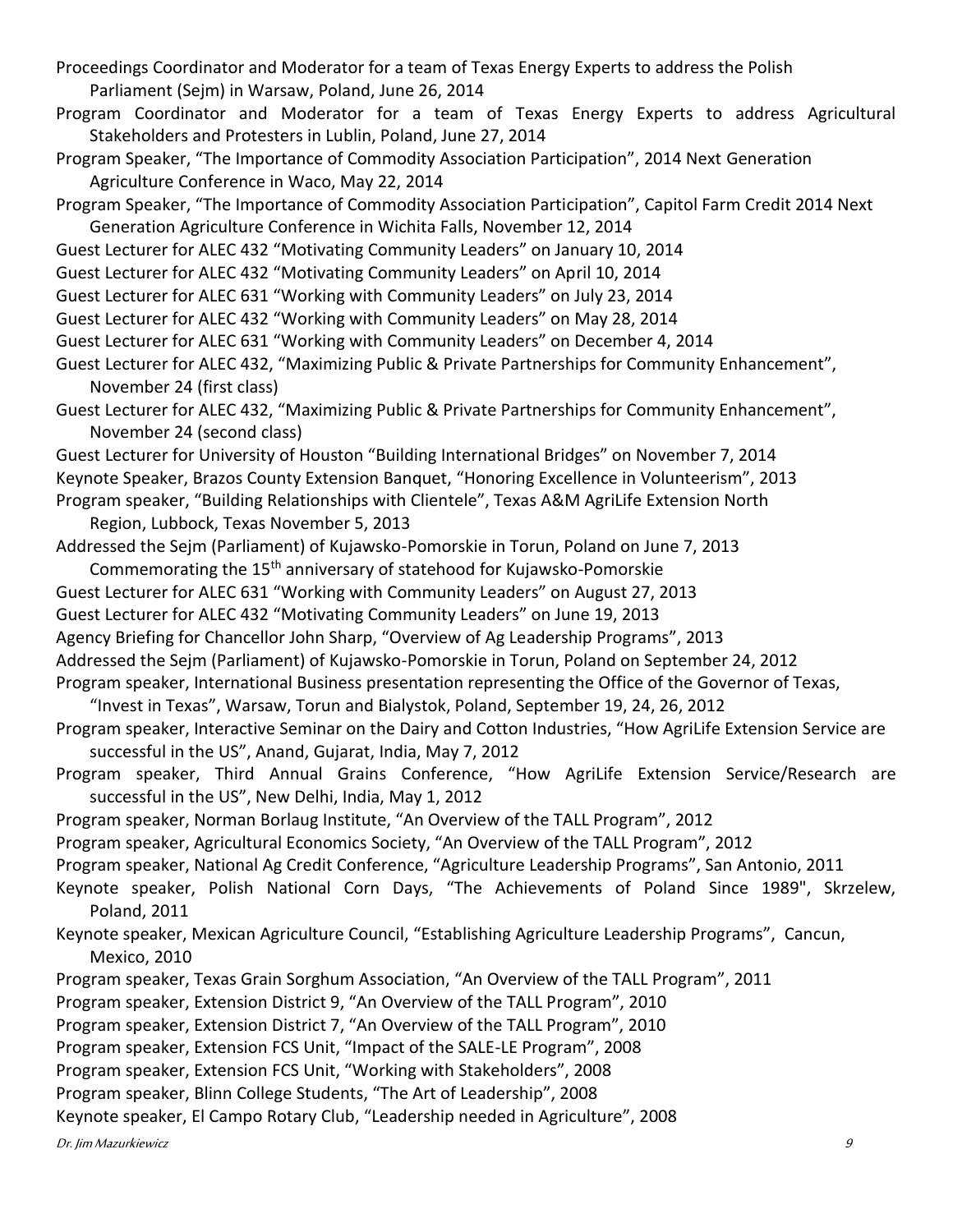Proceedings Coordinator and Moderator for a team of Texas Energy Experts to address the Polish Parliament (Sejm) in Warsaw, Poland, June 26, 2014

Program Coordinator and Moderator for a team of Texas Energy Experts to address Agricultural Stakeholders and Protesters in Lublin, Poland, June 27, 2014

Program Speaker, "The Importance of Commodity Association Participation", 2014 Next Generation Agriculture Conference in Waco, May 22, 2014

Program Speaker, "The Importance of Commodity Association Participation", Capitol Farm Credit 2014 Next Generation Agriculture Conference in Wichita Falls, November 12, 2014

Guest Lecturer for ALEC 432 "Motivating Community Leaders" on January 10, 2014

Guest Lecturer for ALEC 432 "Motivating Community Leaders" on April 10, 2014

Guest Lecturer for ALEC 631 "Working with Community Leaders" on July 23, 2014

Guest Lecturer for ALEC 432 "Working with Community Leaders" on May 28, 2014

Guest Lecturer for ALEC 631 "Working with Community Leaders" on December 4, 2014

Guest Lecturer for ALEC 432, "Maximizing Public & Private Partnerships for Community Enhancement", November 24 (first class)

Guest Lecturer for ALEC 432, "Maximizing Public & Private Partnerships for Community Enhancement", November 24 (second class)

Guest Lecturer for University of Houston "Building International Bridges" on November 7, 2014

Keynote Speaker, Brazos County Extension Banquet, "Honoring Excellence in Volunteerism", 2013

Program speaker, "Building Relationships with Clientele", Texas A&M AgriLife Extension North Region, Lubbock, Texas November 5, 2013

Addressed the Sejm (Parliament) of Kujawsko-Pomorskie in Torun, Poland on June 7, 2013 Commemorating the 15th anniversary of statehood for Kujawsko-Pomorskie

Guest Lecturer for ALEC 631 "Working with Community Leaders" on August 27, 2013

Guest Lecturer for ALEC 432 "Motivating Community Leaders" on June 19, 2013

Agency Briefing for Chancellor John Sharp, "Overview of Ag Leadership Programs", 2013

Addressed the Sejm (Parliament) of Kujawsko-Pomorskie in Torun, Poland on September 24, 2012

Program speaker, International Business presentation representing the Office of the Governor of Texas, "Invest in Texas", Warsaw, Torun and Bialystok, Poland, September 19, 24, 26, 2012

Program speaker, Interactive Seminar on the Dairy and Cotton Industries, "How AgriLife Extension Service are successful in the US", Anand, Gujarat, India, May 7, 2012

Program speaker, Third Annual Grains Conference, "How AgriLife Extension Service/Research are successful in the US", New Delhi, India, May 1, 2012

Program speaker, Norman Borlaug Institute, "An Overview of the TALL Program", 2012

Program speaker, Agricultural Economics Society, "An Overview of the TALL Program", 2012

Program speaker, National Ag Credit Conference, "Agriculture Leadership Programs", San Antonio, 2011

Keynote speaker, Polish National Corn Days, "The Achievements of Poland Since 1989", Skrzelew, Poland, 2011

Keynote speaker, Mexican Agriculture Council, "Establishing Agriculture Leadership Programs", Cancun, Mexico, 2010

Program speaker, Texas Grain Sorghum Association, "An Overview of the TALL Program", 2011

Program speaker, Extension District 9, "An Overview of the TALL Program", 2010

Program speaker, Extension District 7, "An Overview of the TALL Program", 2010

Program speaker, Extension FCS Unit, "Impact of the SALE-LE Program", 2008

Program speaker, Extension FCS Unit, "Working with Stakeholders", 2008

Program speaker, Blinn College Students, "The Art of Leadership", 2008

Keynote speaker, El Campo Rotary Club, "Leadership needed in Agriculture", 2008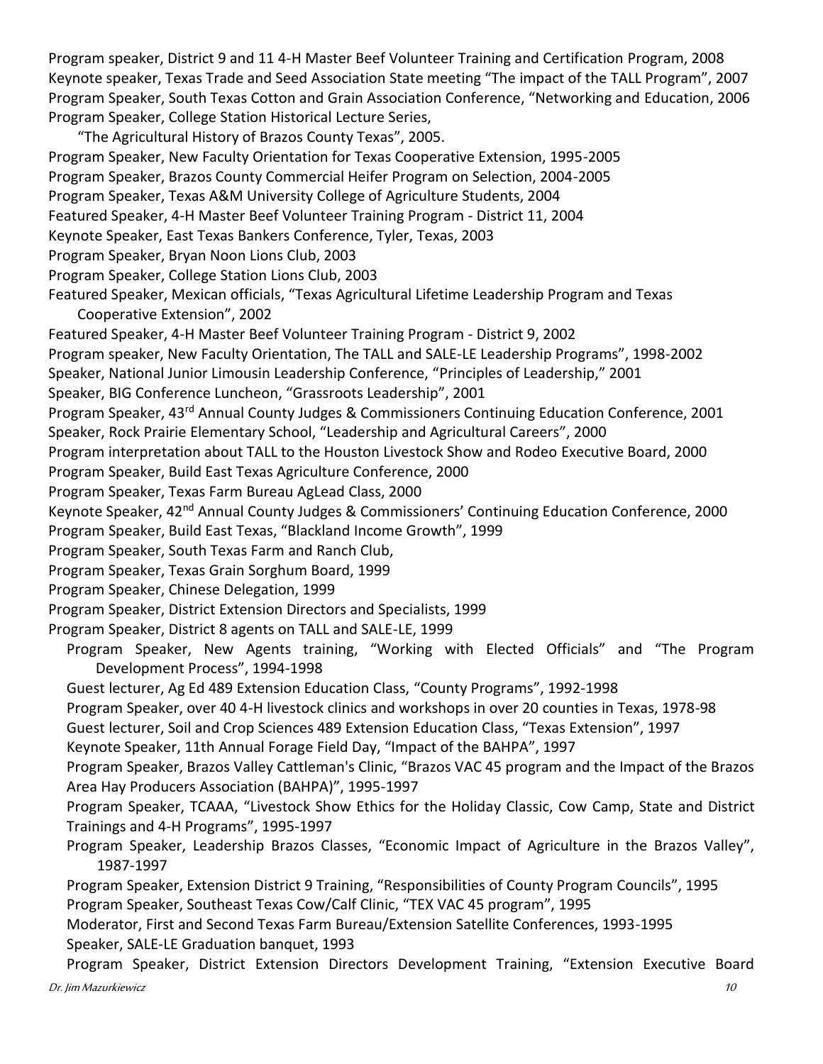Program speaker, District 9 and 11 4-H Master Beef Volunteer Training and Certification Program, 2008
Keynote speaker, Texas Trade and Seed Association State meeting "The impact of the TALL Program", 2007
Program Speaker, South Texas Cotton and Grain Association Conference, "Networking and Education, 2006
Program Speaker, College Station Historical Lecture Series,
"The Agricultural History of Brazos County Texas", 2005.
Program Speaker, New Faculty Orientation for Texas Cooperative Extension, 1995-2005
Program Speaker, Brazos County Commercial Heifer Program on Selection, 2004-2005
Program Speaker, Texas A&M University College of Agriculture Students, 2004
Featured Speaker, 4-H Master Beef Volunteer Training Program - District 11, 2004
Keynote Speaker, East Texas Bankers Conference, Tyler, Texas, 2003
Program Speaker, Bryan Noon Lions Club, 2003
Program Speaker, College Station Lions Club, 2003
Featured Speaker, Mexican officials, "Texas Agricultural Lifetime Leadership Program and Texas Cooperative Extension", 2002
Featured Speaker, 4-H Master Beef Volunteer Training Program - District 9, 2002
Program speaker, New Faculty Orientation, The TALL and SALE-LE Leadership Programs", 1998-2002
Speaker, National Junior Limousin Leadership Conference, "Principles of Leadership," 2001
Speaker, BIG Conference Luncheon, "Grassroots Leadership", 2001
Program Speaker, 43rd Annual County Judges & Commissioners Continuing Education Conference, 2001
Speaker, Rock Prairie Elementary School, "Leadership and Agricultural Careers", 2000
Program interpretation about TALL to the Houston Livestock Show and Rodeo Executive Board, 2000
Program Speaker, Build East Texas Agriculture Conference, 2000
Program Speaker, Texas Farm Bureau AgLead Class, 2000
Keynote Speaker, 42nd Annual County Judges & Commissioners' Continuing Education Conference, 2000
Program Speaker, Build East Texas, "Blackland Income Growth", 1999
Program Speaker, South Texas Farm and Ranch Club,
Program Speaker, Texas Grain Sorghum Board, 1999
Program Speaker, Chinese Delegation, 1999
Program Speaker, District Extension Directors and Specialists, 1999
Program Speaker, District 8 agents on TALL and SALE-LE, 1999
Program Speaker, New Agents training, "Working with Elected Officials" and "The Program Development Process", 1994-1998
Guest lecturer, Ag Ed 489 Extension Education Class, "County Programs", 1992-1998
Program Speaker, over 40 4-H livestock clinics and workshops in over 20 counties in Texas, 1978-98
Guest lecturer, Soil and Crop Sciences 489 Extension Education Class, "Texas Extension", 1997
Keynote Speaker, 11th Annual Forage Field Day, "Impact of the BAHPA", 1997
Program Speaker, Brazos Valley Cattleman's Clinic, "Brazos VAC 45 program and the Impact of the Brazos Area Hay Producers Association (BAHPA)", 1995-1997
Program Speaker, TCAAA, "Livestock Show Ethics for the Holiday Classic, Cow Camp, State and District Trainings and 4-H Programs", 1995-1997
Program Speaker, Leadership Brazos Classes, "Economic Impact of Agriculture in the Brazos Valley", 1987-1997
Program Speaker, Extension District 9 Training, "Responsibilities of County Program Councils", 1995
Program Speaker, Southeast Texas Cow/Calf Clinic, "TEX VAC 45 program", 1995
Moderator, First and Second Texas Farm Bureau/Extension Satellite Conferences, 1993-1995
Speaker, SALE-LE Graduation banquet, 1993
Program Speaker, District Extension Directors Development Training, "Extension Executive Board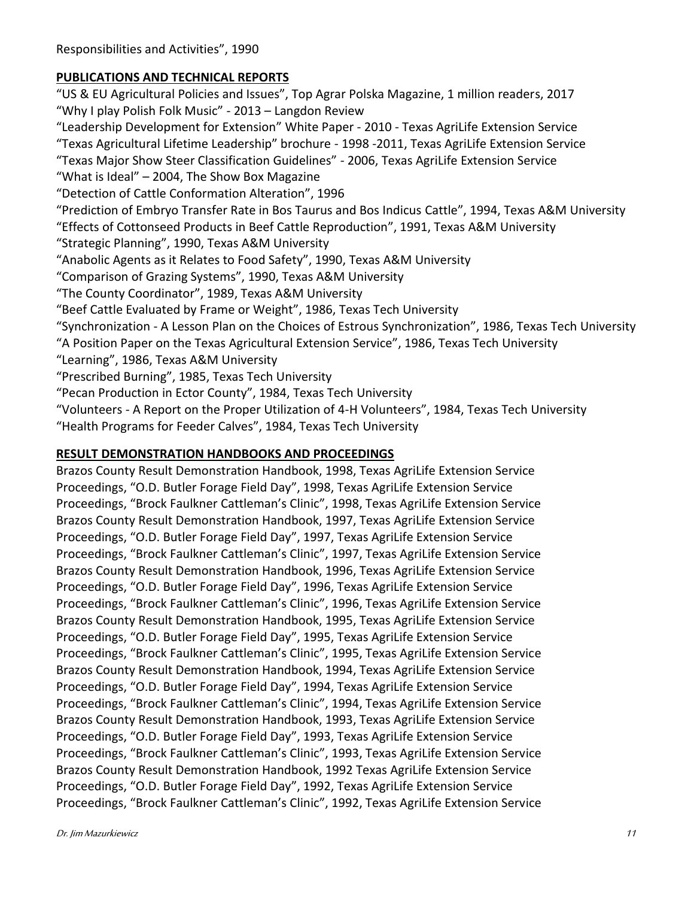Responsibilities and Activities", 1990

## PUBLICATIONS AND TECHNICAL REPORTS

"US & EU Agricultural Policies and Issues", Top Agrar Polska Magazine, 1 million readers, 2017
"Why I play Polish Folk Music" - 2013 – Langdon Review
"Leadership Development for Extension" White Paper - 2010 - Texas AgriLife Extension Service
"Texas Agricultural Lifetime Leadership" brochure - 1998 -2011, Texas AgriLife Extension Service
"Texas Major Show Steer Classification Guidelines" - 2006, Texas AgriLife Extension Service
"What is Ideal" – 2004, The Show Box Magazine
"Detection of Cattle Conformation Alteration", 1996
"Prediction of Embryo Transfer Rate in Bos Taurus and Bos Indicus Cattle", 1994, Texas A&M University
"Effects of Cottonseed Products in Beef Cattle Reproduction", 1991, Texas A&M University
"Strategic Planning", 1990, Texas A&M University
"Anabolic Agents as it Relates to Food Safety", 1990, Texas A&M University
"Comparison of Grazing Systems", 1990, Texas A&M University
"The County Coordinator", 1989, Texas A&M University
"Beef Cattle Evaluated by Frame or Weight", 1986, Texas Tech University
"Synchronization - A Lesson Plan on the Choices of Estrous Synchronization", 1986, Texas Tech University
"A Position Paper on the Texas Agricultural Extension Service", 1986, Texas Tech University
"Learning", 1986, Texas A&M University
"Prescribed Burning", 1985, Texas Tech University
"Pecan Production in Ector County", 1984, Texas Tech University
"Volunteers - A Report on the Proper Utilization of 4-H Volunteers", 1984, Texas Tech University
"Health Programs for Feeder Calves", 1984, Texas Tech University

## RESULT DEMONSTRATION HANDBOOKS AND PROCEEDINGS

Brazos County Result Demonstration Handbook, 1998, Texas AgriLife Extension Service
Proceedings, "O.D. Butler Forage Field Day", 1998, Texas AgriLife Extension Service
Proceedings, "Brock Faulkner Cattleman's Clinic", 1998, Texas AgriLife Extension Service
Brazos County Result Demonstration Handbook, 1997, Texas AgriLife Extension Service
Proceedings, "O.D. Butler Forage Field Day", 1997, Texas AgriLife Extension Service
Proceedings, "Brock Faulkner Cattleman's Clinic", 1997, Texas AgriLife Extension Service
Brazos County Result Demonstration Handbook, 1996, Texas AgriLife Extension Service
Proceedings, "O.D. Butler Forage Field Day", 1996, Texas AgriLife Extension Service
Proceedings, "Brock Faulkner Cattleman's Clinic", 1996, Texas AgriLife Extension Service
Brazos County Result Demonstration Handbook, 1995, Texas AgriLife Extension Service
Proceedings, "O.D. Butler Forage Field Day", 1995, Texas AgriLife Extension Service
Proceedings, "Brock Faulkner Cattleman's Clinic", 1995, Texas AgriLife Extension Service
Brazos County Result Demonstration Handbook, 1994, Texas AgriLife Extension Service
Proceedings, "O.D. Butler Forage Field Day", 1994, Texas AgriLife Extension Service
Proceedings, "Brock Faulkner Cattleman's Clinic", 1994, Texas AgriLife Extension Service
Brazos County Result Demonstration Handbook, 1993, Texas AgriLife Extension Service
Proceedings, "O.D. Butler Forage Field Day", 1993, Texas AgriLife Extension Service
Proceedings, "Brock Faulkner Cattleman's Clinic", 1993, Texas AgriLife Extension Service
Brazos County Result Demonstration Handbook, 1992 Texas AgriLife Extension Service
Proceedings, "O.D. Butler Forage Field Day", 1992, Texas AgriLife Extension Service
Proceedings, "Brock Faulkner Cattleman's Clinic", 1992, Texas AgriLife Extension Service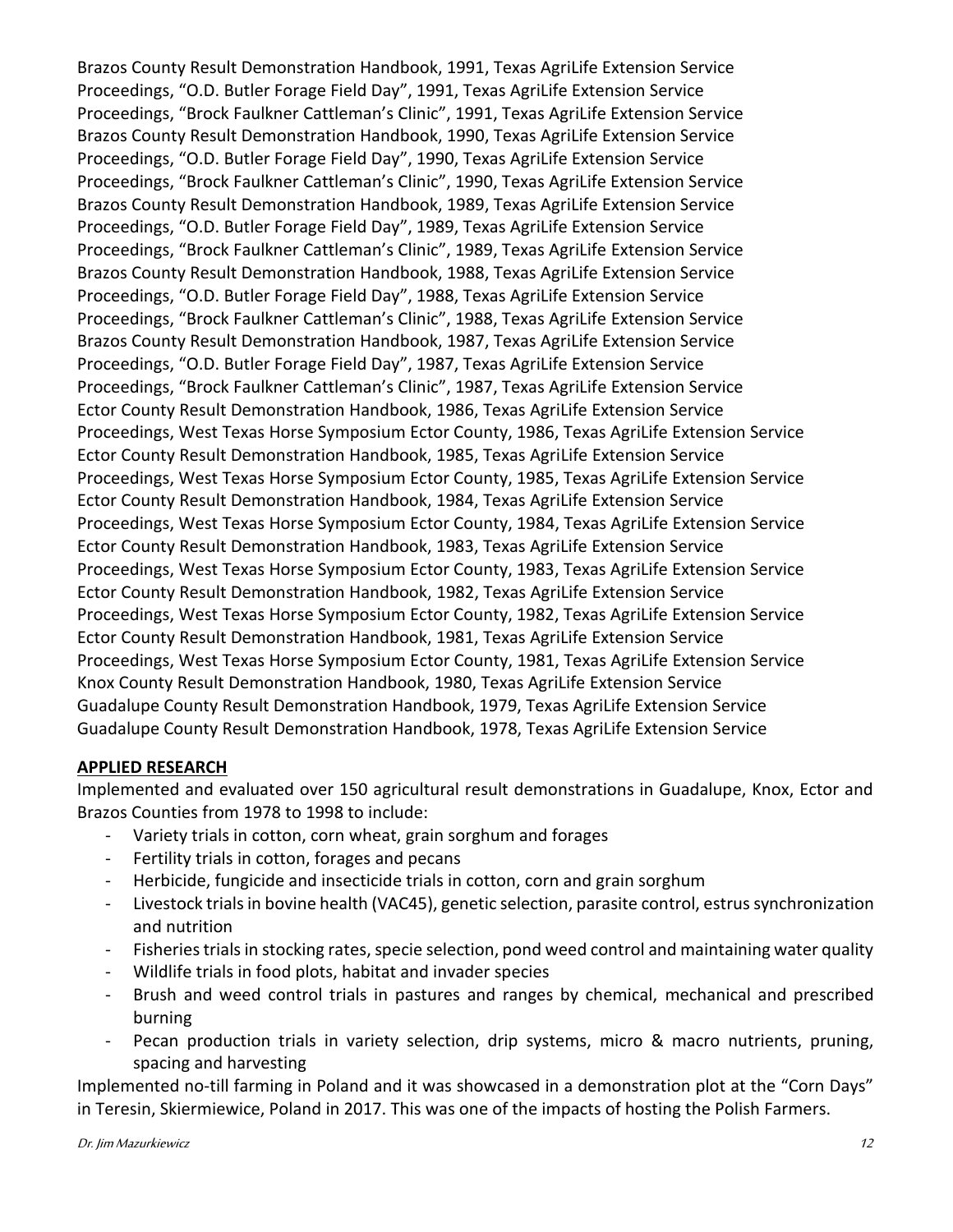Brazos County Result Demonstration Handbook, 1991, Texas AgriLife Extension Service
Proceedings, "O.D. Butler Forage Field Day", 1991, Texas AgriLife Extension Service
Proceedings, "Brock Faulkner Cattleman's Clinic", 1991, Texas AgriLife Extension Service
Brazos County Result Demonstration Handbook, 1990, Texas AgriLife Extension Service
Proceedings, "O.D. Butler Forage Field Day", 1990, Texas AgriLife Extension Service
Proceedings, "Brock Faulkner Cattleman's Clinic", 1990, Texas AgriLife Extension Service
Brazos County Result Demonstration Handbook, 1989, Texas AgriLife Extension Service
Proceedings, "O.D. Butler Forage Field Day", 1989, Texas AgriLife Extension Service
Proceedings, "Brock Faulkner Cattleman's Clinic", 1989, Texas AgriLife Extension Service
Brazos County Result Demonstration Handbook, 1988, Texas AgriLife Extension Service
Proceedings, "O.D. Butler Forage Field Day", 1988, Texas AgriLife Extension Service
Proceedings, "Brock Faulkner Cattleman's Clinic", 1988, Texas AgriLife Extension Service
Brazos County Result Demonstration Handbook, 1987, Texas AgriLife Extension Service
Proceedings, "O.D. Butler Forage Field Day", 1987, Texas AgriLife Extension Service
Proceedings, "Brock Faulkner Cattleman's Clinic", 1987, Texas AgriLife Extension Service
Ector County Result Demonstration Handbook, 1986, Texas AgriLife Extension Service
Proceedings, West Texas Horse Symposium Ector County, 1986, Texas AgriLife Extension Service
Ector County Result Demonstration Handbook, 1985, Texas AgriLife Extension Service
Proceedings, West Texas Horse Symposium Ector County, 1985, Texas AgriLife Extension Service
Ector County Result Demonstration Handbook, 1984, Texas AgriLife Extension Service
Proceedings, West Texas Horse Symposium Ector County, 1984, Texas AgriLife Extension Service
Ector County Result Demonstration Handbook, 1983, Texas AgriLife Extension Service
Proceedings, West Texas Horse Symposium Ector County, 1983, Texas AgriLife Extension Service
Ector County Result Demonstration Handbook, 1982, Texas AgriLife Extension Service
Proceedings, West Texas Horse Symposium Ector County, 1982, Texas AgriLife Extension Service
Ector County Result Demonstration Handbook, 1981, Texas AgriLife Extension Service
Proceedings, West Texas Horse Symposium Ector County, 1981, Texas AgriLife Extension Service
Knox County Result Demonstration Handbook, 1980, Texas AgriLife Extension Service
Guadalupe County Result Demonstration Handbook, 1979, Texas AgriLife Extension Service
Guadalupe County Result Demonstration Handbook, 1978, Texas AgriLife Extension Service

**APPLIED RESEARCH**

Implemented and evaluated over 150 agricultural result demonstrations in Guadalupe, Knox, Ector and Brazos Counties from 1978 to 1998 to include:

- Variety trials in cotton, corn wheat, grain sorghum and forages
- Fertility trials in cotton, forages and pecans
- Herbicide, fungicide and insecticide trials in cotton, corn and grain sorghum
- Livestock trials in bovine health (VAC45), genetic selection, parasite control, estrus synchronization and nutrition
- Fisheries trials in stocking rates, specie selection, pond weed control and maintaining water quality
- Wildlife trials in food plots, habitat and invader species
- Brush and weed control trials in pastures and ranges by chemical, mechanical and prescribed burning
- Pecan production trials in variety selection, drip systems, micro & macro nutrients, pruning, spacing and harvesting

Implemented no-till farming in Poland and it was showcased in a demonstration plot at the "Corn Days" in Teresin, Skiermiewice, Poland in 2017. This was one of the impacts of hosting the Polish Farmers.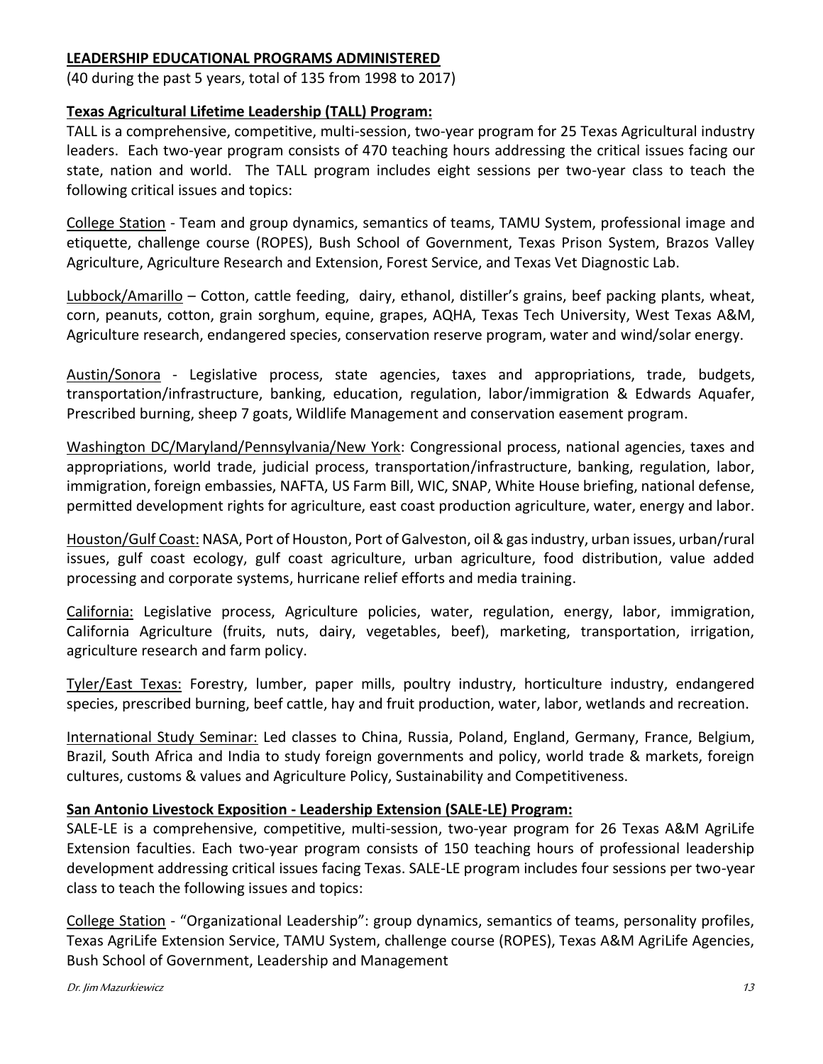## LEADERSHIP EDUCATIONAL PROGRAMS ADMINISTERED

(40 during the past 5 years, total of 135 from 1998 to 2017)

### Texas Agricultural Lifetime Leadership (TALL) Program:

TALL is a comprehensive, competitive, multi-session, two-year program for 25 Texas Agricultural industry leaders. Each two-year program consists of 470 teaching hours addressing the critical issues facing our state, nation and world. The TALL program includes eight sessions per two-year class to teach the following critical issues and topics:

College Station - Team and group dynamics, semantics of teams, TAMU System, professional image and etiquette, challenge course (ROPES), Bush School of Government, Texas Prison System, Brazos Valley Agriculture, Agriculture Research and Extension, Forest Service, and Texas Vet Diagnostic Lab.

Lubbock/Amarillo – Cotton, cattle feeding, dairy, ethanol, distiller's grains, beef packing plants, wheat, corn, peanuts, cotton, grain sorghum, equine, grapes, AQHA, Texas Tech University, West Texas A&M, Agriculture research, endangered species, conservation reserve program, water and wind/solar energy.

Austin/Sonora - Legislative process, state agencies, taxes and appropriations, trade, budgets, transportation/infrastructure, banking, education, regulation, labor/immigration & Edwards Aquafer, Prescribed burning, sheep 7 goats, Wildlife Management and conservation easement program.

Washington DC/Maryland/Pennsylvania/New York: Congressional process, national agencies, taxes and appropriations, world trade, judicial process, transportation/infrastructure, banking, regulation, labor, immigration, foreign embassies, NAFTA, US Farm Bill, WIC, SNAP, White House briefing, national defense, permitted development rights for agriculture, east coast production agriculture, water, energy and labor.

Houston/Gulf Coast: NASA, Port of Houston, Port of Galveston, oil & gas industry, urban issues, urban/rural issues, gulf coast ecology, gulf coast agriculture, urban agriculture, food distribution, value added processing and corporate systems, hurricane relief efforts and media training.

California: Legislative process, Agriculture policies, water, regulation, energy, labor, immigration, California Agriculture (fruits, nuts, dairy, vegetables, beef), marketing, transportation, irrigation, agriculture research and farm policy.

Tyler/East Texas: Forestry, lumber, paper mills, poultry industry, horticulture industry, endangered species, prescribed burning, beef cattle, hay and fruit production, water, labor, wetlands and recreation.

International Study Seminar: Led classes to China, Russia, Poland, England, Germany, France, Belgium, Brazil, South Africa and India to study foreign governments and policy, world trade & markets, foreign cultures, customs & values and Agriculture Policy, Sustainability and Competitiveness.

### San Antonio Livestock Exposition - Leadership Extension (SALE-LE) Program:

SALE-LE is a comprehensive, competitive, multi-session, two-year program for 26 Texas A&M AgriLife Extension faculties. Each two-year program consists of 150 teaching hours of professional leadership development addressing critical issues facing Texas. SALE-LE program includes four sessions per two-year class to teach the following issues and topics:

College Station - "Organizational Leadership": group dynamics, semantics of teams, personality profiles, Texas AgriLife Extension Service, TAMU System, challenge course (ROPES), Texas A&M AgriLife Agencies, Bush School of Government, Leadership and Management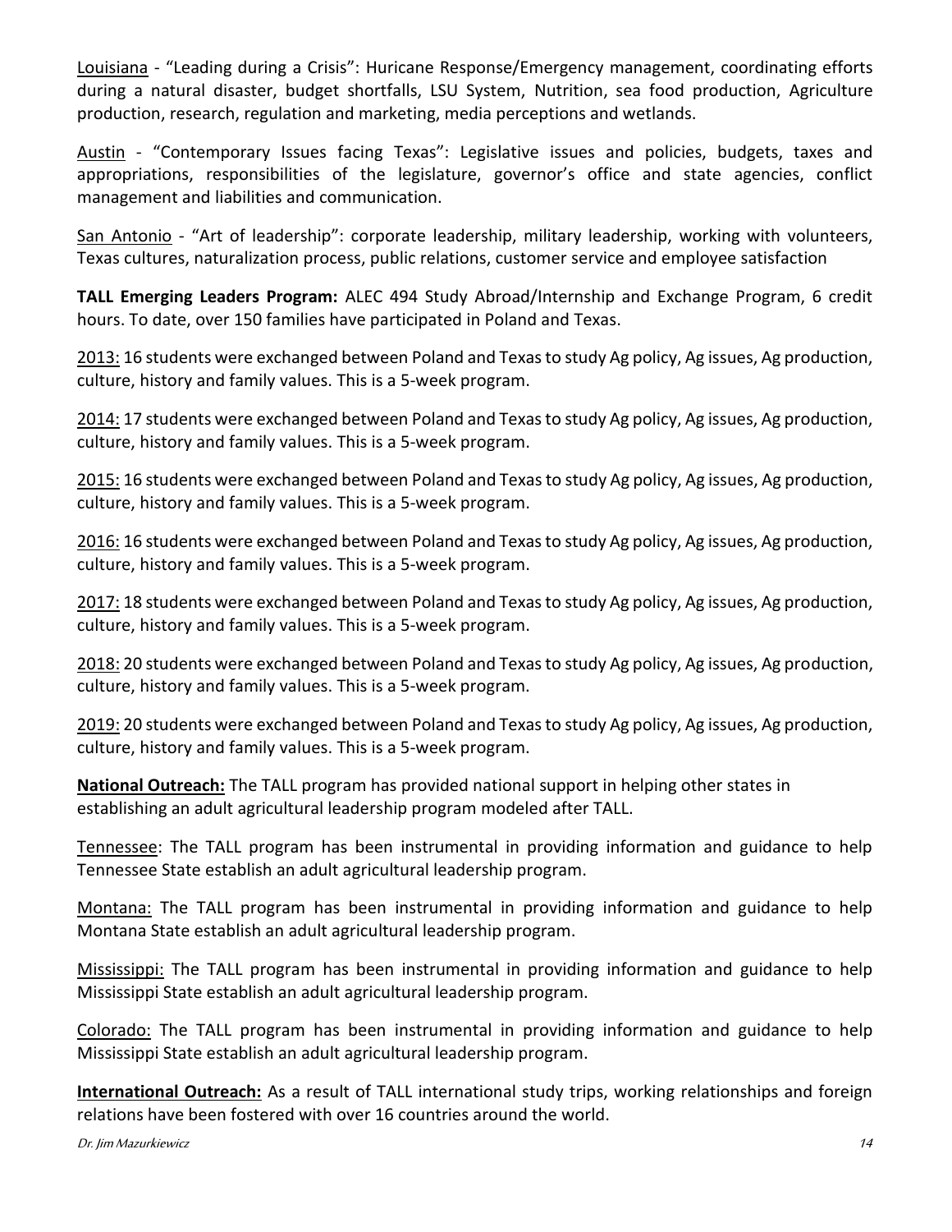Louisiana - "Leading during a Crisis": Huricane Response/Emergency management, coordinating efforts during a natural disaster, budget shortfalls, LSU System, Nutrition, sea food production, Agriculture production, research, regulation and marketing, media perceptions and wetlands.

Austin - "Contemporary Issues facing Texas": Legislative issues and policies, budgets, taxes and appropriations, responsibilities of the legislature, governor's office and state agencies, conflict management and liabilities and communication.

San Antonio - "Art of leadership": corporate leadership, military leadership, working with volunteers, Texas cultures, naturalization process, public relations, customer service and employee satisfaction

**TALL Emerging Leaders Program:** ALEC 494 Study Abroad/Internship and Exchange Program, 6 credit hours. To date, over 150 families have participated in Poland and Texas.

2013: 16 students were exchanged between Poland and Texas to study Ag policy, Ag issues, Ag production, culture, history and family values. This is a 5-week program.

2014: 17 students were exchanged between Poland and Texas to study Ag policy, Ag issues, Ag production, culture, history and family values. This is a 5-week program.

2015: 16 students were exchanged between Poland and Texas to study Ag policy, Ag issues, Ag production, culture, history and family values. This is a 5-week program.

2016: 16 students were exchanged between Poland and Texas to study Ag policy, Ag issues, Ag production, culture, history and family values. This is a 5-week program.

2017: 18 students were exchanged between Poland and Texas to study Ag policy, Ag issues, Ag production, culture, history and family values. This is a 5-week program.

2018: 20 students were exchanged between Poland and Texas to study Ag policy, Ag issues, Ag production, culture, history and family values. This is a 5-week program.

2019: 20 students were exchanged between Poland and Texas to study Ag policy, Ag issues, Ag production, culture, history and family values. This is a 5-week program.

**National Outreach:** The TALL program has provided national support in helping other states in establishing an adult agricultural leadership program modeled after TALL.

Tennessee: The TALL program has been instrumental in providing information and guidance to help Tennessee State establish an adult agricultural leadership program.

Montana: The TALL program has been instrumental in providing information and guidance to help Montana State establish an adult agricultural leadership program.

Mississippi: The TALL program has been instrumental in providing information and guidance to help Mississippi State establish an adult agricultural leadership program.

Colorado: The TALL program has been instrumental in providing information and guidance to help Mississippi State establish an adult agricultural leadership program.

**International Outreach:** As a result of TALL international study trips, working relationships and foreign relations have been fostered with over 16 countries around the world.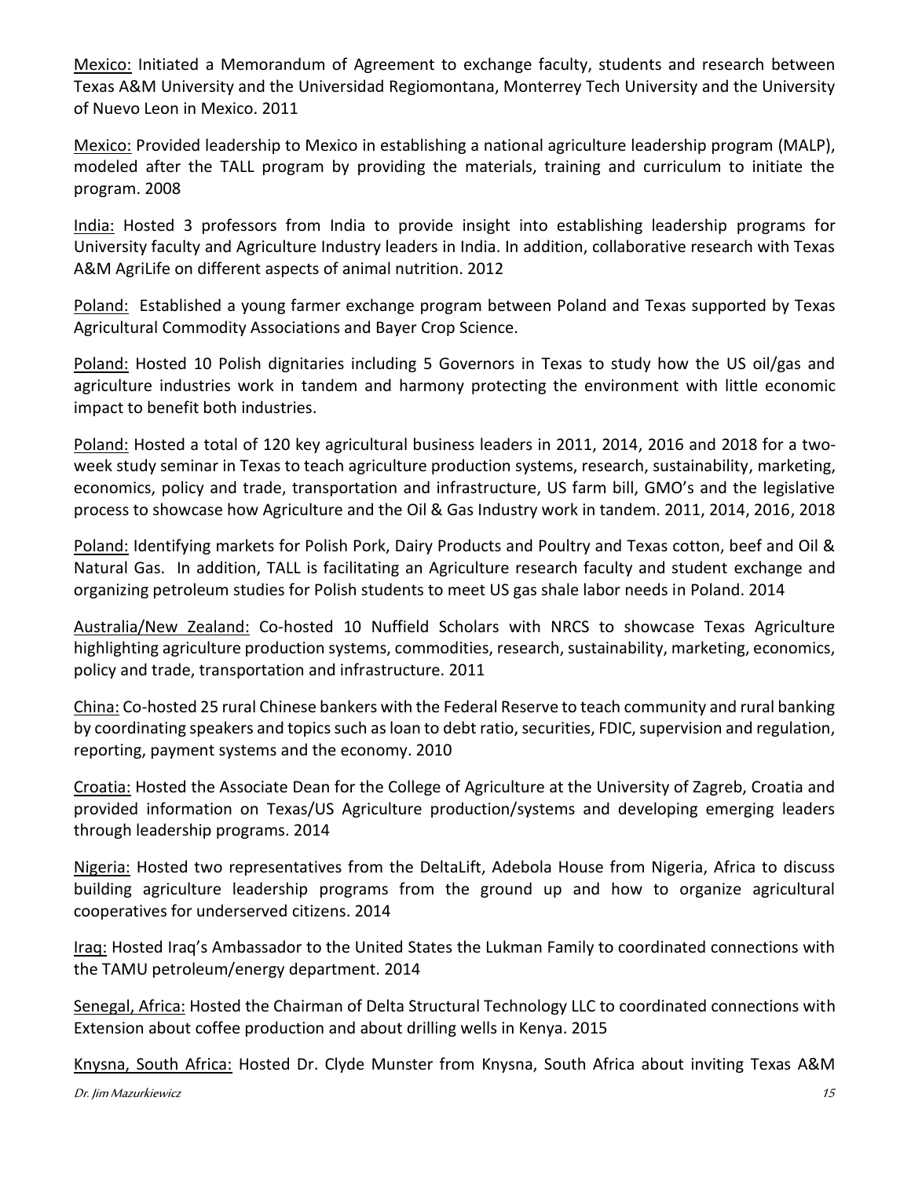Mexico: Initiated a Memorandum of Agreement to exchange faculty, students and research between Texas A&M University and the Universidad Regiomontana, Monterrey Tech University and the University of Nuevo Leon in Mexico. 2011

Mexico: Provided leadership to Mexico in establishing a national agriculture leadership program (MALP), modeled after the TALL program by providing the materials, training and curriculum to initiate the program. 2008

India: Hosted 3 professors from India to provide insight into establishing leadership programs for University faculty and Agriculture Industry leaders in India. In addition, collaborative research with Texas A&M AgriLife on different aspects of animal nutrition. 2012

Poland: Established a young farmer exchange program between Poland and Texas supported by Texas Agricultural Commodity Associations and Bayer Crop Science.

Poland: Hosted 10 Polish dignitaries including 5 Governors in Texas to study how the US oil/gas and agriculture industries work in tandem and harmony protecting the environment with little economic impact to benefit both industries.

Poland: Hosted a total of 120 key agricultural business leaders in 2011, 2014, 2016 and 2018 for a two-week study seminar in Texas to teach agriculture production systems, research, sustainability, marketing, economics, policy and trade, transportation and infrastructure, US farm bill, GMO's and the legislative process to showcase how Agriculture and the Oil & Gas Industry work in tandem. 2011, 2014, 2016, 2018

Poland: Identifying markets for Polish Pork, Dairy Products and Poultry and Texas cotton, beef and Oil & Natural Gas. In addition, TALL is facilitating an Agriculture research faculty and student exchange and organizing petroleum studies for Polish students to meet US gas shale labor needs in Poland. 2014

Australia/New Zealand: Co-hosted 10 Nuffield Scholars with NRCS to showcase Texas Agriculture highlighting agriculture production systems, commodities, research, sustainability, marketing, economics, policy and trade, transportation and infrastructure. 2011

China: Co-hosted 25 rural Chinese bankers with the Federal Reserve to teach community and rural banking by coordinating speakers and topics such as loan to debt ratio, securities, FDIC, supervision and regulation, reporting, payment systems and the economy. 2010

Croatia: Hosted the Associate Dean for the College of Agriculture at the University of Zagreb, Croatia and provided information on Texas/US Agriculture production/systems and developing emerging leaders through leadership programs. 2014

Nigeria: Hosted two representatives from the DeltaLift, Adebola House from Nigeria, Africa to discuss building agriculture leadership programs from the ground up and how to organize agricultural cooperatives for underserved citizens. 2014

Iraq: Hosted Iraq's Ambassador to the United States the Lukman Family to coordinated connections with the TAMU petroleum/energy department. 2014

Senegal, Africa: Hosted the Chairman of Delta Structural Technology LLC to coordinated connections with Extension about coffee production and about drilling wells in Kenya. 2015

Knysna, South Africa: Hosted Dr. Clyde Munster from Knysna, South Africa about inviting Texas A&M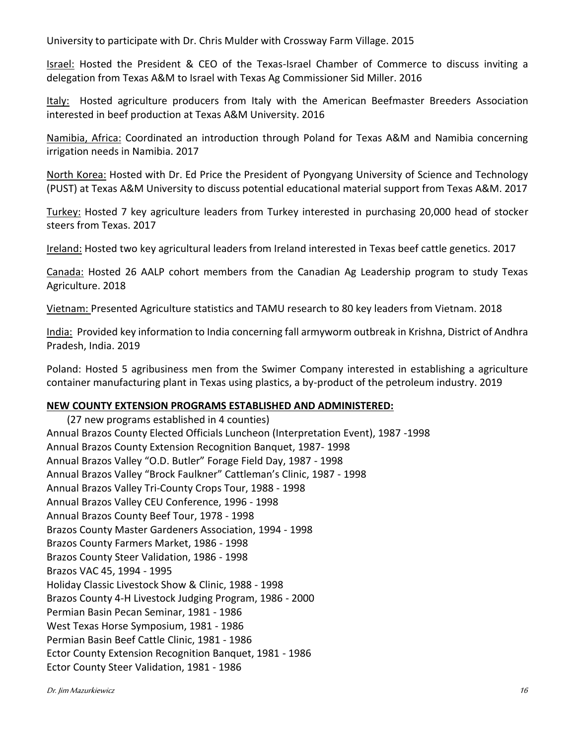University to participate with Dr. Chris Mulder with Crossway Farm Village. 2015

Israel: Hosted the President & CEO of the Texas-Israel Chamber of Commerce to discuss inviting a delegation from Texas A&M to Israel with Texas Ag Commissioner Sid Miller. 2016

Italy: Hosted agriculture producers from Italy with the American Beefmaster Breeders Association interested in beef production at Texas A&M University. 2016

Namibia, Africa: Coordinated an introduction through Poland for Texas A&M and Namibia concerning irrigation needs in Namibia. 2017

North Korea: Hosted with Dr. Ed Price the President of Pyongyang University of Science and Technology (PUST) at Texas A&M University to discuss potential educational material support from Texas A&M. 2017

Turkey: Hosted 7 key agriculture leaders from Turkey interested in purchasing 20,000 head of stocker steers from Texas. 2017

Ireland: Hosted two key agricultural leaders from Ireland interested in Texas beef cattle genetics. 2017

Canada: Hosted 26 AALP cohort members from the Canadian Ag Leadership program to study Texas Agriculture. 2018

Vietnam: Presented Agriculture statistics and TAMU research to 80 key leaders from Vietnam. 2018

India: Provided key information to India concerning fall armyworm outbreak in Krishna, District of Andhra Pradesh, India. 2019

Poland: Hosted 5 agribusiness men from the Swimer Company interested in establishing a agriculture container manufacturing plant in Texas using plastics, a by-product of the petroleum industry. 2019

**NEW COUNTY EXTENSION PROGRAMS ESTABLISHED AND ADMINISTERED:**

(27 new programs established in 4 counties)
Annual Brazos County Elected Officials Luncheon (Interpretation Event), 1987 -1998
Annual Brazos County Extension Recognition Banquet, 1987- 1998
Annual Brazos Valley "O.D. Butler" Forage Field Day, 1987 - 1998
Annual Brazos Valley "Brock Faulkner" Cattleman's Clinic, 1987 - 1998
Annual Brazos Valley Tri-County Crops Tour, 1988 - 1998
Annual Brazos Valley CEU Conference, 1996 - 1998
Annual Brazos County Beef Tour, 1978 - 1998
Brazos County Master Gardeners Association, 1994 - 1998
Brazos County Farmers Market, 1986 - 1998
Brazos County Steer Validation, 1986 - 1998
Brazos VAC 45, 1994 - 1995
Holiday Classic Livestock Show & Clinic, 1988 - 1998
Brazos County 4-H Livestock Judging Program, 1986 - 2000
Permian Basin Pecan Seminar, 1981 - 1986
West Texas Horse Symposium, 1981 - 1986
Permian Basin Beef Cattle Clinic, 1981 - 1986
Ector County Extension Recognition Banquet, 1981 - 1986
Ector County Steer Validation, 1981 - 1986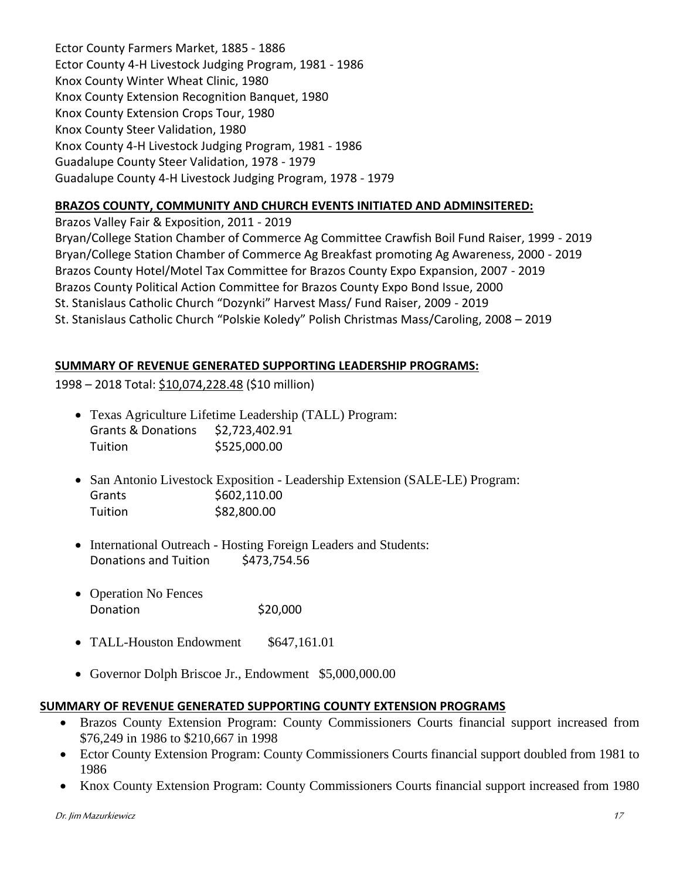Ector County Farmers Market, 1885 - 1886
Ector County 4-H Livestock Judging Program, 1981 - 1986
Knox County Winter Wheat Clinic, 1980
Knox County Extension Recognition Banquet, 1980
Knox County Extension Crops Tour, 1980
Knox County Steer Validation, 1980
Knox County 4-H Livestock Judging Program, 1981 - 1986
Guadalupe County Steer Validation, 1978 - 1979
Guadalupe County 4-H Livestock Judging Program, 1978 - 1979

**BRAZOS COUNTY, COMMUNITY AND CHURCH EVENTS INITIATED AND ADMINSITERED:**

Brazos Valley Fair & Exposition, 2011 - 2019
Bryan/College Station Chamber of Commerce Ag Committee Crawfish Boil Fund Raiser, 1999 - 2019
Bryan/College Station Chamber of Commerce Ag Breakfast promoting Ag Awareness, 2000 - 2019
Brazos County Hotel/Motel Tax Committee for Brazos County Expo Expansion, 2007 - 2019
Brazos County Political Action Committee for Brazos County Expo Bond Issue, 2000
St. Stanislaus Catholic Church "Dozynki" Harvest Mass/ Fund Raiser, 2009 - 2019
St. Stanislaus Catholic Church "Polskie Koledy" Polish Christmas Mass/Caroling, 2008 – 2019

**SUMMARY OF REVENUE GENERATED SUPPORTING LEADERSHIP PROGRAMS:**

1998 – 2018 Total: $10,074,228.48 ($10 million)

- Texas Agriculture Lifetime Leadership (TALL) Program:
  Grants & Donations $2,723,402.91
  Tuition $525,000.00
- San Antonio Livestock Exposition - Leadership Extension (SALE-LE) Program:
  Grants $602,110.00
  Tuition $82,800.00
- International Outreach - Hosting Foreign Leaders and Students:
  Donations and Tuition $473,754.56
- Operation No Fences
  Donation $20,000
- TALL-Houston Endowment $647,161.01
- Governor Dolph Briscoe Jr., Endowment $5,000,000.00

**SUMMARY OF REVENUE GENERATED SUPPORTING COUNTY EXTENSION PROGRAMS**

- Brazos County Extension Program: County Commissioners Courts financial support increased from $76,249 in 1986 to $210,667 in 1998
- Ector County Extension Program: County Commissioners Courts financial support doubled from 1981 to 1986
- Knox County Extension Program: County Commissioners Courts financial support increased from 1980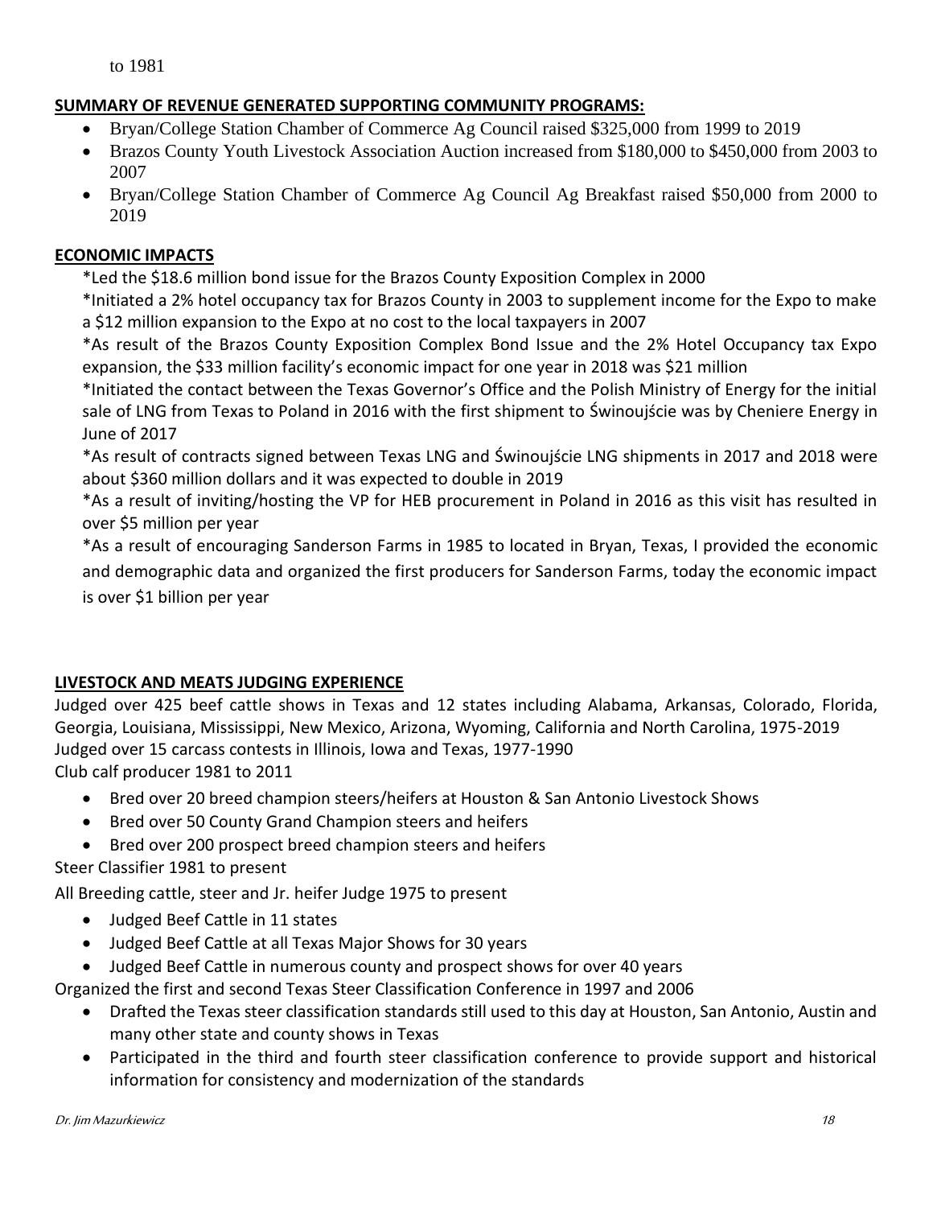to 1981

**SUMMARY OF REVENUE GENERATED SUPPORTING COMMUNITY PROGRAMS:**

- Bryan/College Station Chamber of Commerce Ag Council raised $325,000 from 1999 to 2019
- Brazos County Youth Livestock Association Auction increased from $180,000 to $450,000 from 2003 to 2007
- Bryan/College Station Chamber of Commerce Ag Council Ag Breakfast raised $50,000 from 2000 to 2019

**ECONOMIC IMPACTS**

*Led the $18.6 million bond issue for the Brazos County Exposition Complex in 2000

*Initiated a 2% hotel occupancy tax for Brazos County in 2003 to supplement income for the Expo to make a $12 million expansion to the Expo at no cost to the local taxpayers in 2007

*As result of the Brazos County Exposition Complex Bond Issue and the 2% Hotel Occupancy tax Expo expansion, the $33 million facility's economic impact for one year in 2018 was $21 million

*Initiated the contact between the Texas Governor's Office and the Polish Ministry of Energy for the initial sale of LNG from Texas to Poland in 2016 with the first shipment to Świnoujście was by Cheniere Energy in June of 2017

*As result of contracts signed between Texas LNG and Świnoujście LNG shipments in 2017 and 2018 were about $360 million dollars and it was expected to double in 2019

*As a result of inviting/hosting the VP for HEB procurement in Poland in 2016 as this visit has resulted in over $5 million per year

*As a result of encouraging Sanderson Farms in 1985 to located in Bryan, Texas, I provided the economic and demographic data and organized the first producers for Sanderson Farms, today the economic impact is over $1 billion per year

**LIVESTOCK AND MEATS JUDGING EXPERIENCE**

Judged over 425 beef cattle shows in Texas and 12 states including Alabama, Arkansas, Colorado, Florida, Georgia, Louisiana, Mississippi, New Mexico, Arizona, Wyoming, California and North Carolina, 1975-2019

Judged over 15 carcass contests in Illinois, Iowa and Texas, 1977-1990

Club calf producer 1981 to 2011

- Bred over 20 breed champion steers/heifers at Houston & San Antonio Livestock Shows
- Bred over 50 County Grand Champion steers and heifers
- Bred over 200 prospect breed champion steers and heifers

Steer Classifier 1981 to present

All Breeding cattle, steer and Jr. heifer Judge 1975 to present

- Judged Beef Cattle in 11 states
- Judged Beef Cattle at all Texas Major Shows for 30 years
- Judged Beef Cattle in numerous county and prospect shows for over 40 years

Organized the first and second Texas Steer Classification Conference in 1997 and 2006

- Drafted the Texas steer classification standards still used to this day at Houston, San Antonio, Austin and many other state and county shows in Texas
- Participated in the third and fourth steer classification conference to provide support and historical information for consistency and modernization of the standards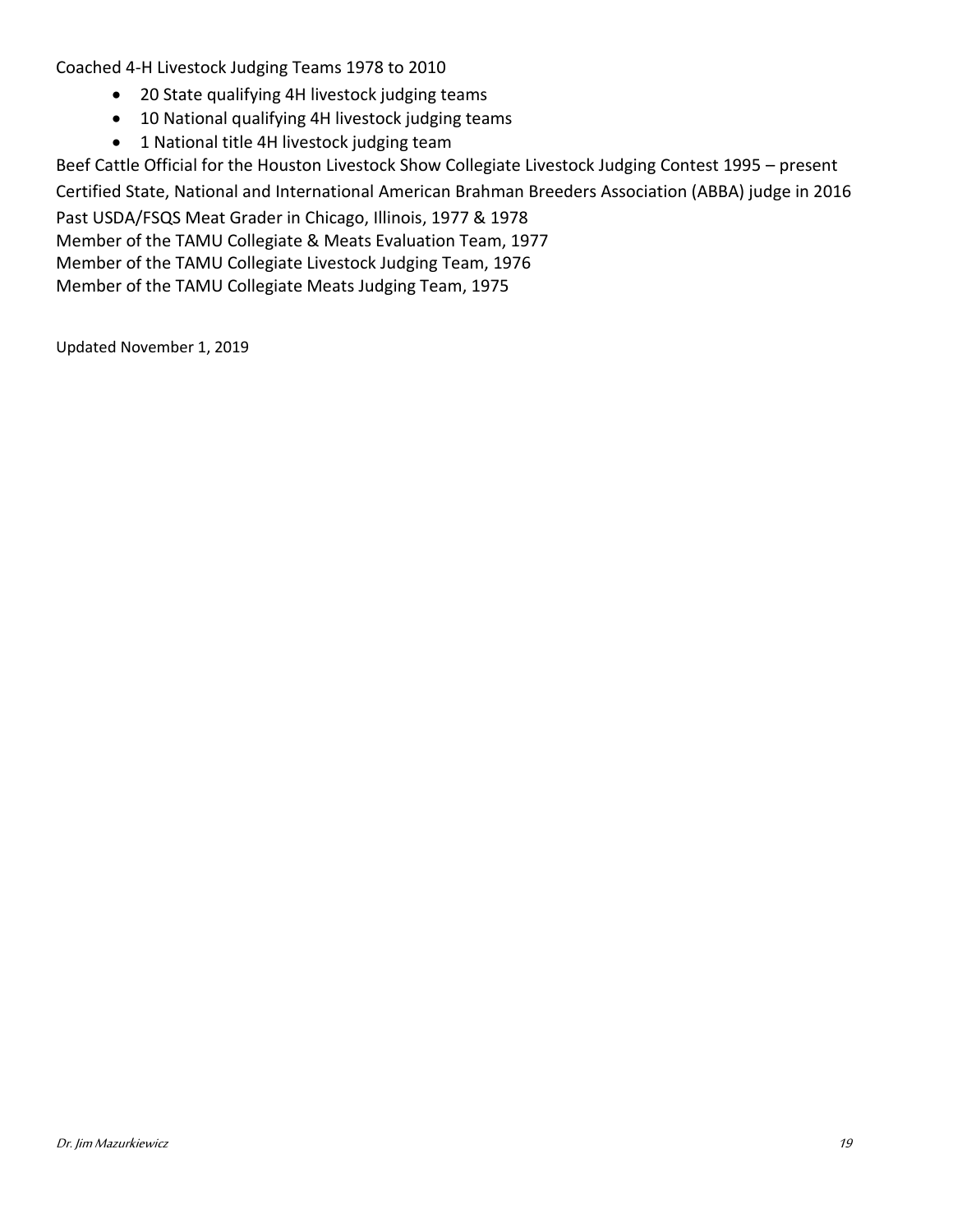Coached 4-H Livestock Judging Teams 1978 to 2010

- 20 State qualifying 4H livestock judging teams
- 10 National qualifying 4H livestock judging teams
- 1 National title 4H livestock judging team

Beef Cattle Official for the Houston Livestock Show Collegiate Livestock Judging Contest 1995 – present
Certified State, National and International American Brahman Breeders Association (ABBA) judge in 2016
Past USDA/FSQS Meat Grader in Chicago, Illinois, 1977 & 1978
Member of the TAMU Collegiate & Meats Evaluation Team, 1977
Member of the TAMU Collegiate Livestock Judging Team, 1976
Member of the TAMU Collegiate Meats Judging Team, 1975

Updated November 1, 2019